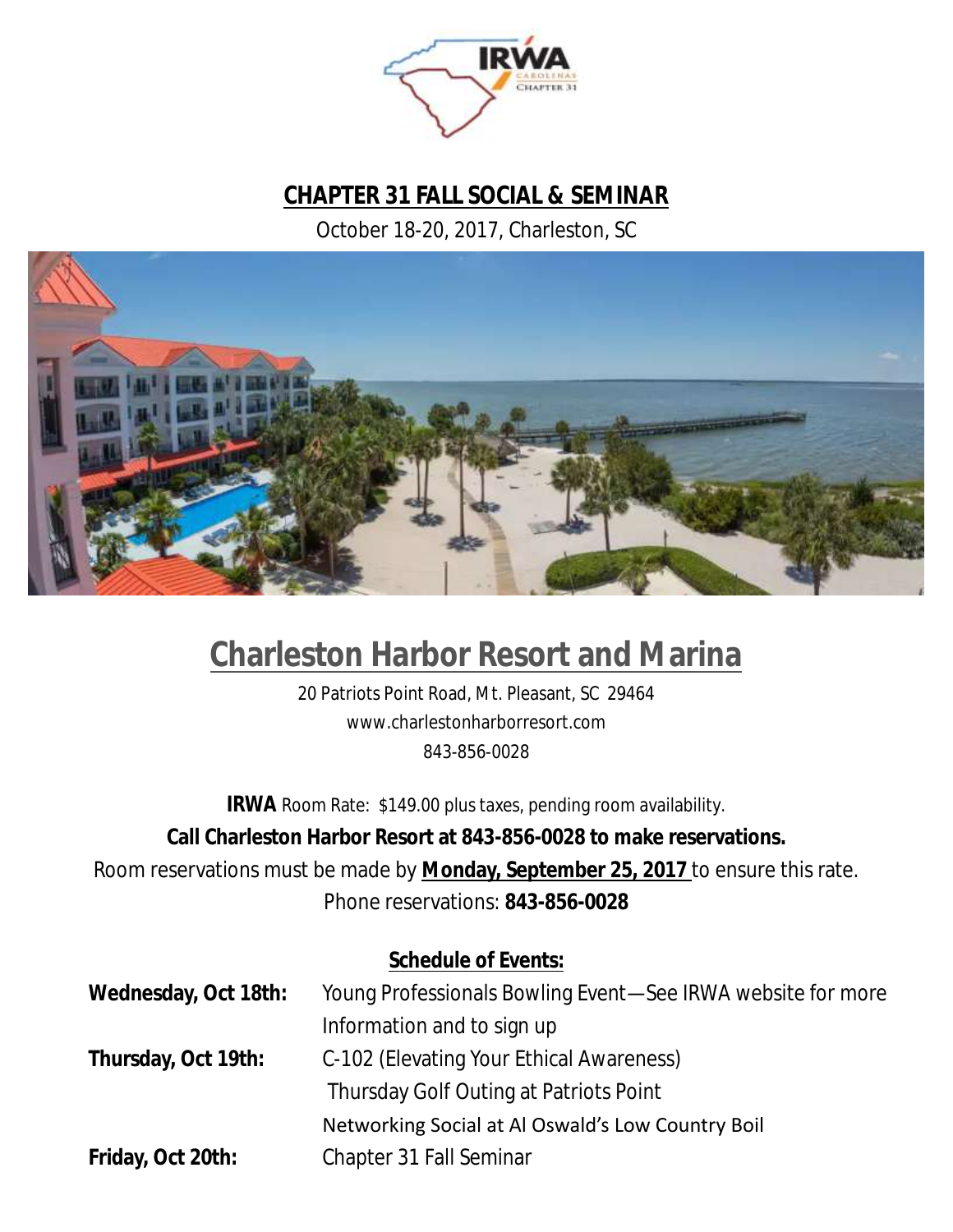# CHAPTER 31 FALL SOCIAL & SEMINAR

October 18-20, 2017, Charleston, SC

## Charleston Harbor Resort and Marina

20 Patriots Point Road, Mt. Pleasant, SC 29464
www.charlestonharborresort.com
843-856-0028

**IRWA** Room Rate: $149.00 plus taxes, pending room availability.

**Call Charleston Harbor Resort at 843-856-0028 to make reservations.**

Room reservations must be made by **Monday, September 25, 2017** to ensure this rate.

Phone reservations: **843-856-0028**

**Schedule of Events:**

**Wednesday, Oct 18th:** Young Professionals Bowling Event—See IRWA website for more Information and to sign up

**Thursday, Oct 19th:** C-102 (Elevating Your Ethical Awareness)
Thursday Golf Outing at Patriots Point
Networking Social at Al Oswald's Low Country Boil

**Friday, Oct 20th:** Chapter 31 Fall Seminar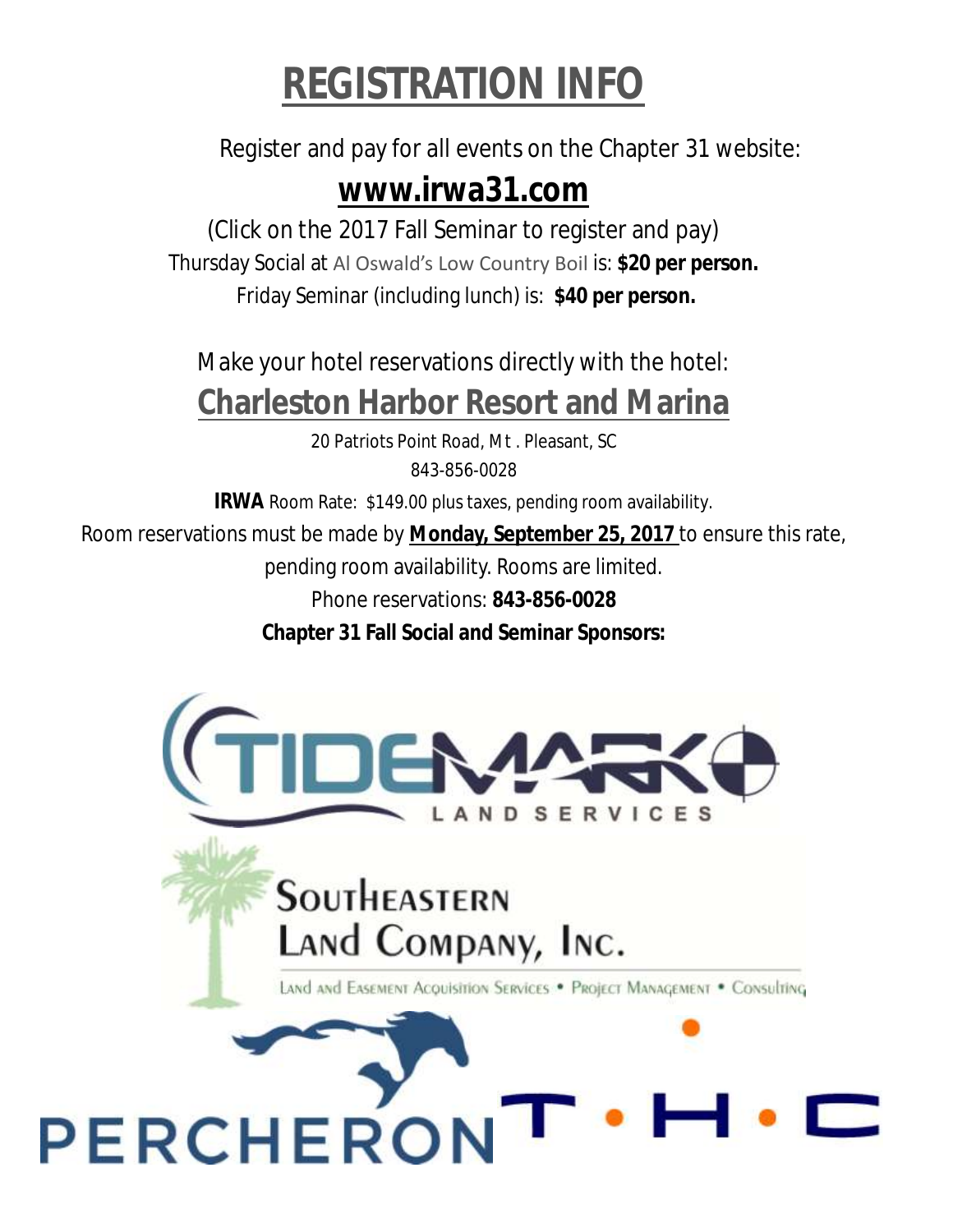# REGISTRATION INFO

Register and pay for all events on the Chapter 31 website:

## www.irwa31.com

(Click on the 2017 Fall Seminar to register and pay)

Thursday Social at Al Oswald's Low Country Boil is: **$20 per person.**

Friday Seminar (including lunch) is: **$40 per person.**

Make your hotel reservations directly with the hotel:

## Charleston Harbor Resort and Marina

20 Patriots Point Road, Mt . Pleasant, SC

843-856-0028

**IRWA** Room Rate: $149.00 plus taxes, pending room availability.

Room reservations must be made by **Monday, September 25, 2017** to ensure this rate, pending room availability. Rooms are limited.

Phone reservations: **843-856-0028**

**Chapter 31 Fall Social and Seminar Sponsors:**

TIDEMARK LAND SERVICES

SOUTHEASTERN LAND COMPANY, INC.

LAND AND EASEMENT ACQUISITION SERVICES • PROJECT MANAGEMENT • CONSULTING

PERCHERON

T • H • C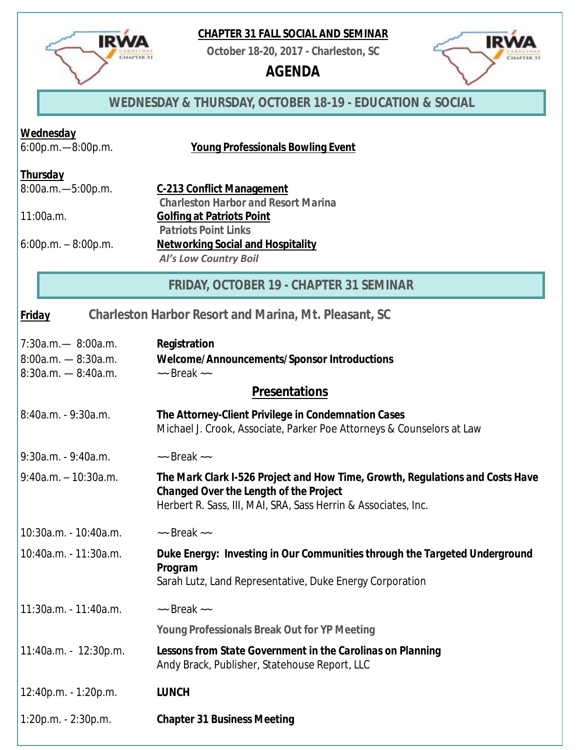**CHAPTER 31 FALL SOCIAL AND SEMINAR**

**October 18-20, 2017 - Charleston, SC**

# AGENDA

## WEDNESDAY & THURSDAY, OCTOBER 18-19 - EDUCATION & SOCIAL

**Wednesday**

6:00p.m.—8:00p.m. **Young Professionals Bowling Event**

**Thursday**

8:00a.m.—5:00p.m. **C-213 Conflict Management**
**Charleston Harbor and Resort Marina**

11:00a.m. **Golfing at Patriots Point**
**Patriots Point Links**

6:00p.m. – 8:00p.m. **Networking Social and Hospitality**
***Al's Low Country Boil***

## FRIDAY, OCTOBER 19 - CHAPTER 31 SEMINAR

**Friday** **Charleston Harbor Resort and Marina, Mt. Pleasant, SC**

7:30a.m.— 8:00a.m. **Registration**

8:00a.m. — 8:30a.m. **Welcome/Announcements/Sponsor Introductions**

8:30a.m. — 8:40a.m. ~~ Break ~~

### Presentations

8:40a.m. - 9:30a.m. **The Attorney-Client Privilege in Condemnation Cases**
Michael J. Crook, Associate, Parker Poe Attorneys & Counselors at Law

9:30a.m. - 9:40a.m. ~~ Break ~~

9:40a.m. – 10:30a.m. **The Mark Clark I-526 Project and How Time, Growth, Regulations and Costs Have Changed Over the Length of the Project**
Herbert R. Sass, III, MAI, SRA, Sass Herrin & Associates, Inc.

10:30a.m. - 10:40a.m. ~~ Break ~~

10:40a.m. - 11:30a.m. **Duke Energy: Investing in Our Communities through the Targeted Underground Program**
Sarah Lutz, Land Representative, Duke Energy Corporation

11:30a.m. - 11:40a.m. ~~ Break ~~

**Young Professionals Break Out for YP Meeting**

11:40a.m. - 12:30p.m. **Lessons from State Government in the Carolinas on Planning**
Andy Brack, Publisher, Statehouse Report, LLC

12:40p.m. - 1:20p.m. **LUNCH**

1:20p.m. - 2:30p.m. **Chapter 31 Business Meeting**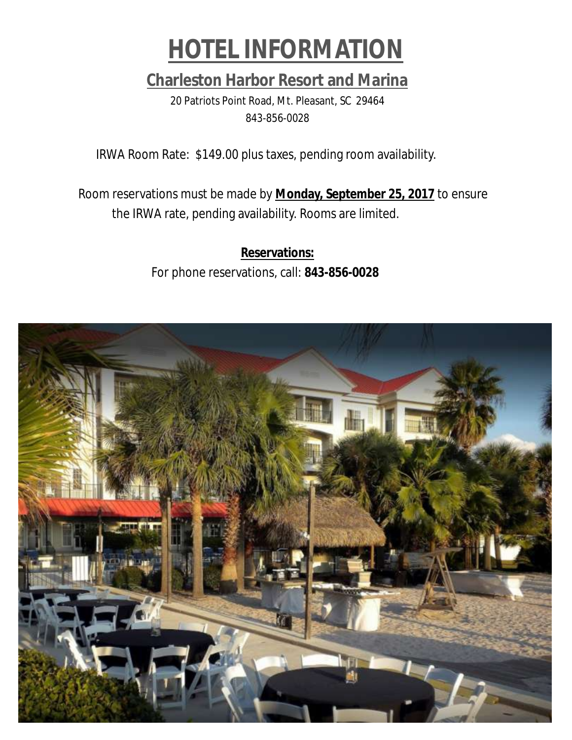# HOTEL INFORMATION

## Charleston Harbor Resort and Marina

20 Patriots Point Road, Mt. Pleasant, SC 29464

843-856-0028

IRWA Room Rate: $149.00 plus taxes, pending room availability.

Room reservations must be made by **Monday, September 25, 2017** to ensure the IRWA rate, pending availability. Rooms are limited.

**Reservations:**

For phone reservations, call: **843-856-0028**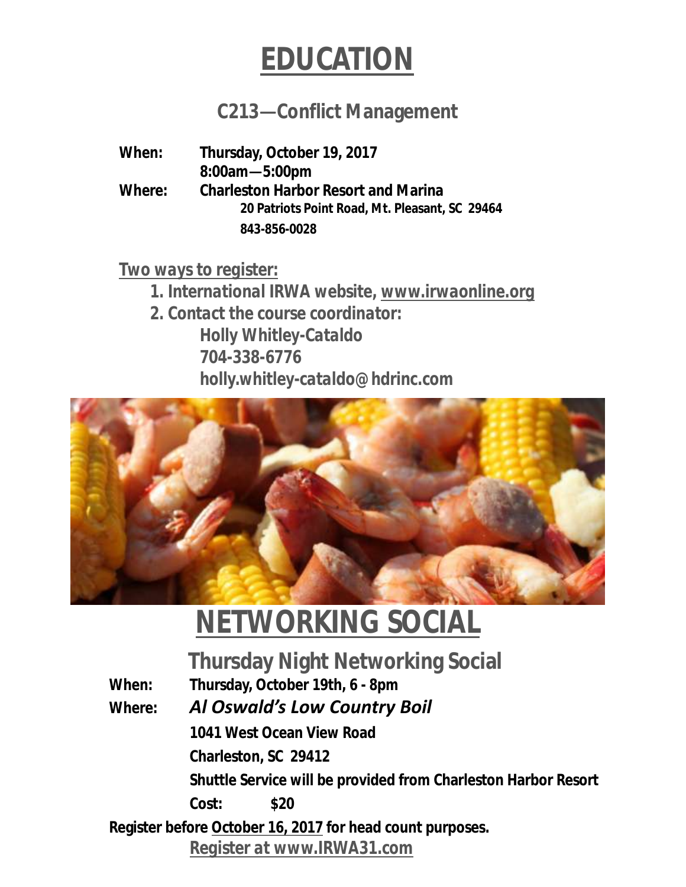# EDUCATION

## C213—Conflict Management

**When:** Thursday, October 19, 2017
8:00am—5:00pm

**Where:** Charleston Harbor Resort and Marina
20 Patriots Point Road, Mt. Pleasant, SC 29464
843-856-0028

**Two ways to register:**

1. International IRWA website, www.irwaonline.org
2. Contact the course coordinator:
   Holly Whitley-Cataldo
   704-338-6776
   holly.whitley-cataldo@hdrinc.com

# NETWORKING SOCIAL

## Thursday Night Networking Social

**When:** Thursday, October 19th, 6 - 8pm

**Where:** *Al Oswald's Low Country Boil*
1041 West Ocean View Road
Charleston, SC 29412
Shuttle Service will be provided from Charleston Harbor Resort

**Cost:** $20

**Register before October 16, 2017 for head count purposes.**

Register at www.IRWA31.com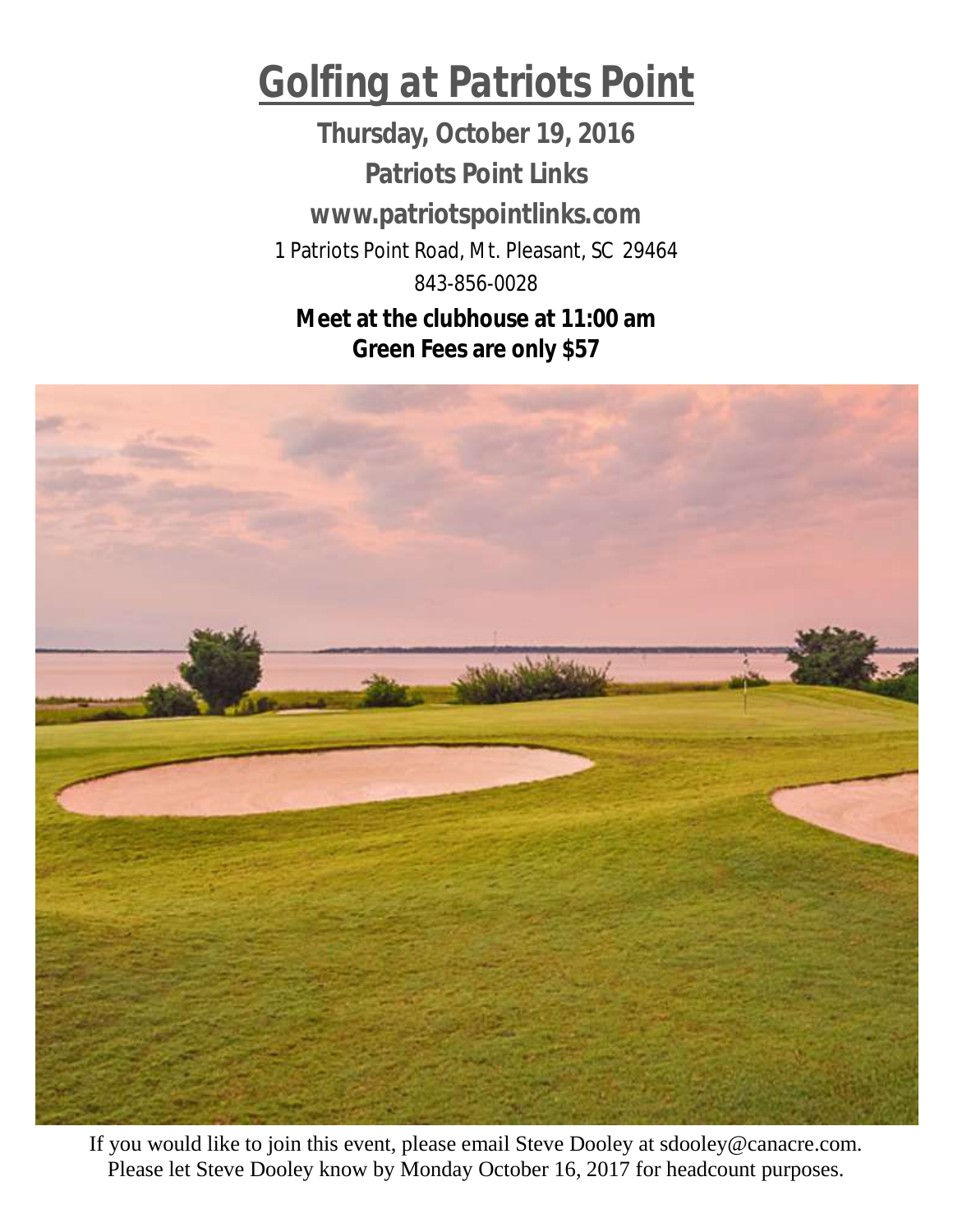# Golfing at Patriots Point

**Thursday, October 19, 2016**

**Patriots Point Links**

**www.patriotspointlinks.com**

1 Patriots Point Road, Mt. Pleasant, SC 29464

843-856-0028

**Meet at the clubhouse at 11:00 am**
**Green Fees are only $57**

If you would like to join this event, please email Steve Dooley at sdooley@canacre.com.
Please let Steve Dooley know by Monday October 16, 2017 for headcount purposes.